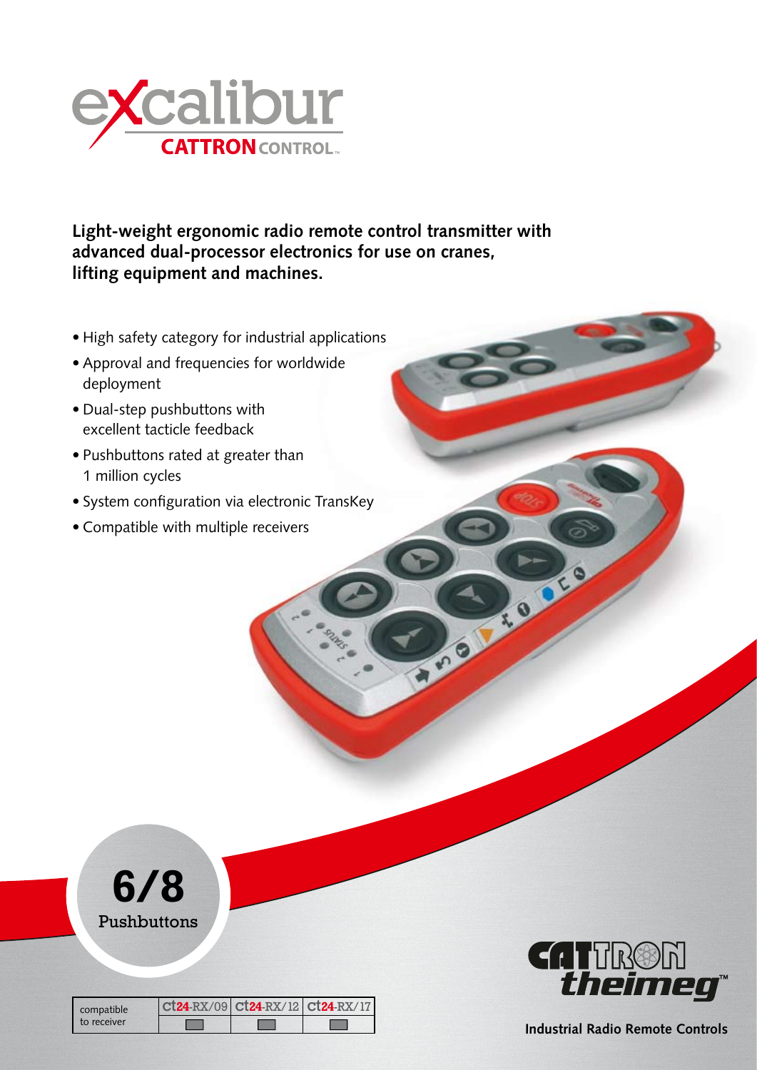# excalibur

**CATTRON CONTROL™**

**Light-weight ergonomic radio remote control transmitter with advanced dual-processor electronics for use on cranes, lifting equipment and machines.**

- High safety category for industrial applications
- Approval and frequencies for worldwide deployment
- Dual-step pushbuttons with excellent tacticle feedback
- Pushbuttons rated at greater than 1 million cycles
- System configuration via electronic TransKey
- Compatible with multiple receivers

**6/8** Pushbuttons

| compatible to receiver | ct24-RX/09 | ct24-RX/12 | ct24-RX/17 |
|---|---|---|---|
| | ■ | ■ | ■ |

CATTRON theimeg™

**Industrial Radio Remote Controls**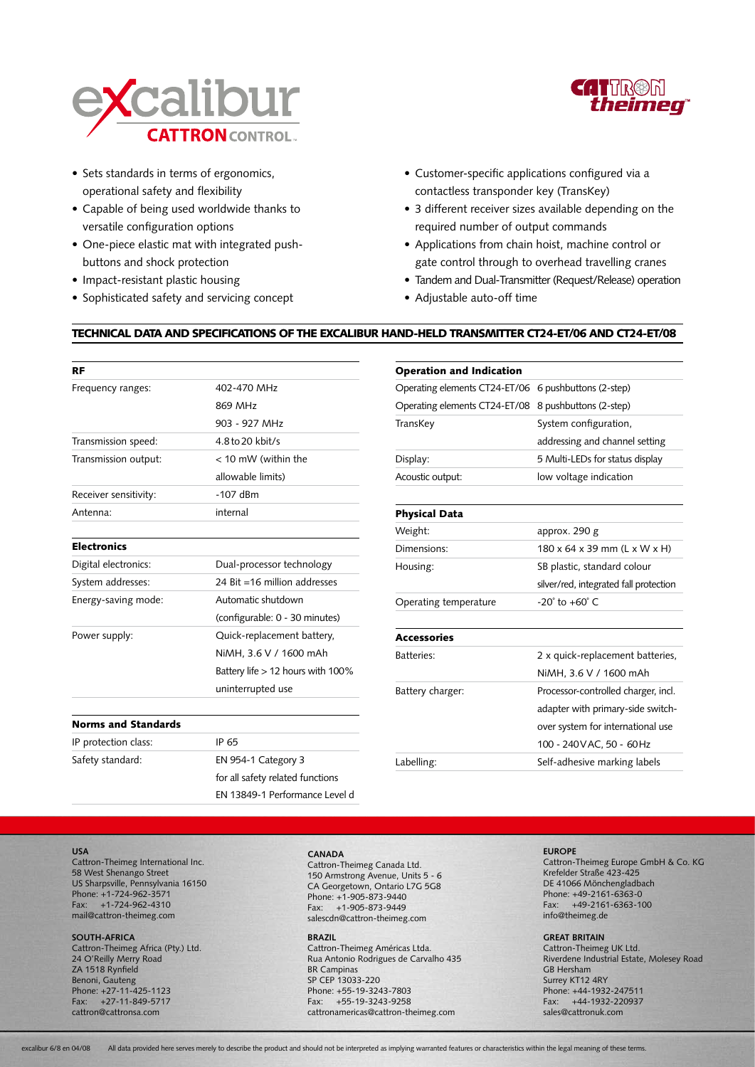excalibur

CATTRON CONTROL

CATTRON theimeg

- Sets standards in terms of ergonomics, operational safety and flexibility
- Capable of being used worldwide thanks to versatile configuration options
- One-piece elastic mat with integrated push-buttons and shock protection
- Impact-resistant plastic housing
- Sophisticated safety and servicing concept
- Customer-specific applications configured via a contactless transponder key (TransKey)
- 3 different receiver sizes available depending on the required number of output commands
- Applications from chain hoist, machine control or gate control through to overhead travelling cranes
- Tandem and Dual-Transmitter (Request/Release) operation
- Adjustable auto-off time

## TECHNICAL DATA AND SPECIFICATIONS OF THE EXCALIBUR HAND-HELD TRANSMITTER CT24-ET/06 AND CT24-ET/08

| **RF** | |
|---|---|
| Frequency ranges: | 402-470 MHz<br>869 MHz<br>903 - 927 MHz |
| Transmission speed: | 4.8 to 20 kbit/s |
| Transmission output: | < 10 mW (within the allowable limits) |
| Receiver sensitivity: | -107 dBm |
| Antenna: | internal |

| **Electronics** | |
|---|---|
| Digital electronics: | Dual-processor technology |
| System addresses: | 24 Bit =16 million addresses |
| Energy-saving mode: | Automatic shutdown (configurable: 0 - 30 minutes) |
| Power supply: | Quick-replacement battery, NiMH, 3.6 V / 1600 mAh<br>Battery life > 12 hours with 100% uninterrupted use |

| **Norms and Standards** | |
|---|---|
| IP protection class: | IP 65 |
| Safety standard: | EN 954-1 Category 3 for all safety related functions<br>EN 13849-1 Performance Level d |

| **Operation and Indication** | |
|---|---|
| Operating elements CT24-ET/06 | 6 pushbuttons (2-step) |
| Operating elements CT24-ET/08 | 8 pushbuttons (2-step) |
| TransKey | System configuration, addressing and channel setting |
| Display: | 5 Multi-LEDs for status display |
| Acoustic output: | low voltage indication |

| **Physical Data** | |
|---|---|
| Weight: | approx. 290 g |
| Dimensions: | 180 x 64 x 39 mm (L x W x H) |
| Housing: | SB plastic, standard colour silver/red, integrated fall protection |
| Operating temperature | -20° to +60° C |

| **Accessories** | |
|---|---|
| Batteries: | 2 x quick-replacement batteries, NiMH, 3.6 V / 1600 mAh |
| Battery charger: | Processor-controlled charger, incl. adapter with primary-side switch-over system for international use<br>100 - 240 VAC, 50 - 60 Hz |
| Labelling: | Self-adhesive marking labels |

**USA**
Cattron-Theimeg International Inc.
58 West Shenango Street
US Sharpsville, Pennsylvania 16150
Phone: +1-724-962-3571
Fax: +1-724-962-4310
mail@cattron-theimeg.com

**SOUTH-AFRICA**
Cattron-Theimeg Africa (Pty.) Ltd.
24 O'Reilly Merry Road
ZA 1518 Rynfield
Benoni, Gauteng
Phone: +27-11-425-1123
Fax: +27-11-849-5717
cattron@cattronsa.com

**CANADA**
Cattron-Theimeg Canada Ltd.
150 Armstrong Avenue, Units 5 - 6
CA Georgetown, Ontario L7G 5G8
Phone: +1-905-873-9440
Fax: +1-905-873-9449
salescdn@cattron-theimeg.com

**BRAZIL**
Cattron-Theimeg Américas Ltda.
Rua Antonio Rodrigues de Carvalho 435
BR Campinas
SP CEP 13033-220
Phone: +55-19-3243-7803
Fax: +55-19-3243-9258
cattronamericas@cattron-theimeg.com

**EUROPE**
Cattron-Theimeg Europe GmbH & Co. KG
Krefelder Straße 423-425
DE 41066 Mönchengladbach
Phone: +49-2161-6363-0
Fax: +49-2161-6363-100
info@theimeg.de

**GREAT BRITAIN**
Cattron-Theimeg UK Ltd.
Riverdene Industrial Estate, Molesey Road
GB Hersham
Surrey KT12 4RY
Phone: +44-1932-247511
Fax: +44-1932-220937
sales@cattronuk.com

excalibur 6/8 en 04/08 All data provided here serves merely to describe the product and should not be interpreted as implying warranted features or characteristics within the legal meaning of these terms.